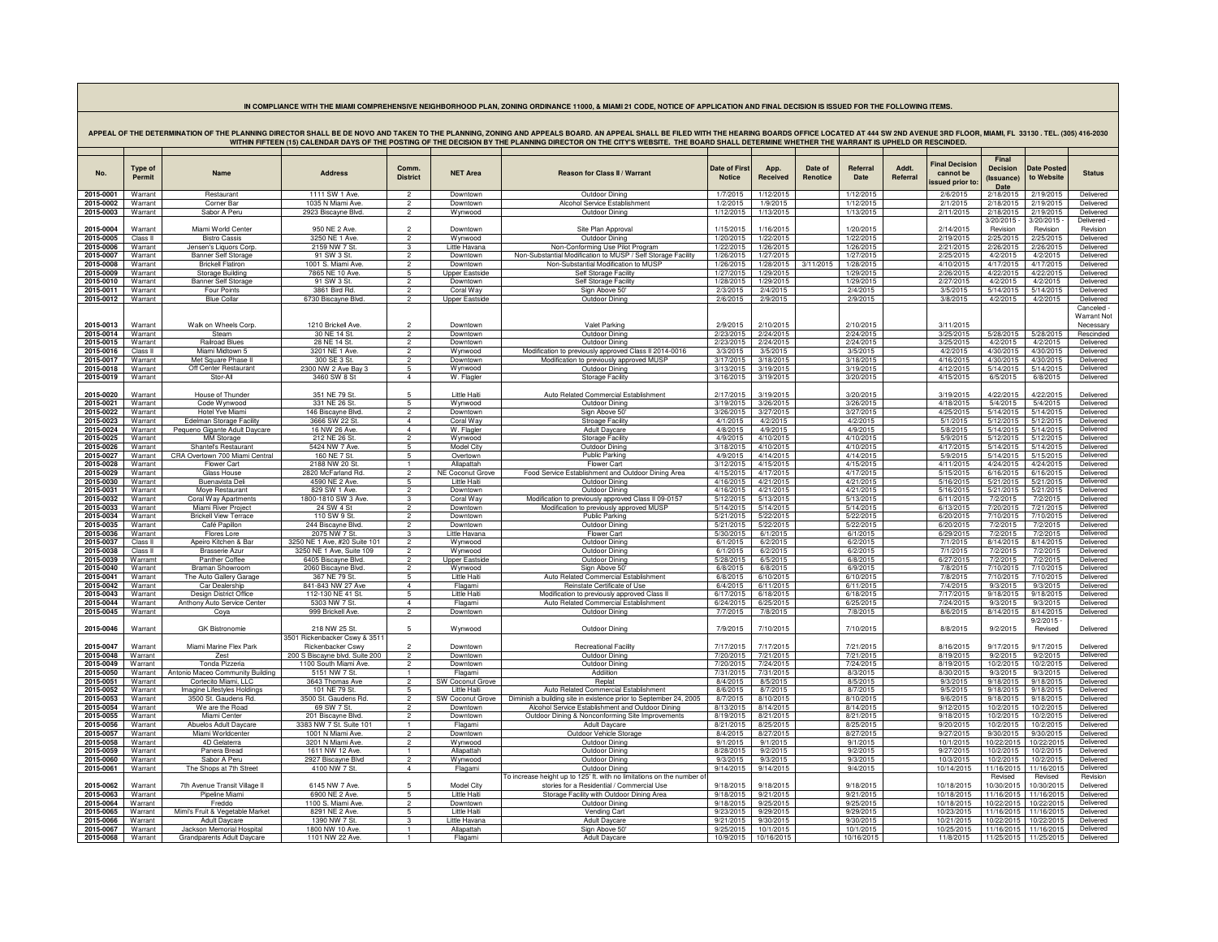IN COMPLIANCE WITH THE MIAMI COMPREHENSIVE NEIGHBORHOOD PLAN, ZONING ORDINANCE 11000, & MIAMI 21 CODE, NOTICE OF APPLICATION AND FINAL DECISION IS ISSUED FOR THE FOLLOWING ITEMS.

APPEAL OF THE DETERMINATION OF THE PLANNING DIRECTOR SHALL BE DE NOVO AND TAKEN TO THE PLANNING, ZONING AND APPEALS BOARD. AN APPEAL SHALL BE FILED WITH THE HEARING BOARDS OFFICE LOCATED AT 444 SW 2ND AVENUE 3RD FLOOR, MIAMI, FL 33130 . TEL. (305) 416-2030 WITHIN FIFTEEN (15) CALENDAR DAYS OF THE POSTING OF THE DECISION BY THE PLANNING DIRECTOR ON THE CITY'S WEBSITE. THE BOARD SHALL DETERMINE WHETHER THE WARRANT IS UPHELD OR RESCINDED.

| No. | Type of Permit | Name | Address | Comm. District | NET Area | Reason for Class II / Warrant | Date of First Notice | App. Received | Date of Renotice | Referral Date | Addt. Referral | Final Decision cannot be issued prior to: | Final Decision (Issuance) Date | Date Posted to Website | Status |
|---|---|---|---|---|---|---|---|---|---|---|---|---|---|---|---|
| 2015-0001 | Warrant | Restaurant | 1111 SW 1 Ave. | 2 | Downtown | Outdoor Dining | 1/7/2015 | 1/12/2015 | | 1/12/2015 | | 2/6/2015 | 2/18/2015 | 2/19/2015 | Delivered |
| 2015-0002 | Warrant | Corner Bar | 1035 N Miami Ave. | 2 | Downtown | Alcohol Service Establishment | 1/2/2015 | 1/9/2015 | | 1/12/2015 | | 2/1/2015 | 2/18/2015 | 2/19/2015 | Delivered |
| 2015-0003 | Warrant | Sabor A Peru | 2923 Biscayne Blvd. | 2 | Wynwood | Outdoor Dining | 1/12/2015 | 1/13/2015 | | 1/13/2015 | | 2/11/2015 | 2/18/2015 | 2/19/2015 | Delivered |
| 2015-0004 | Warrant | Miami World Center | 950 NE 2 Ave. | 2 | Downtown | Site Plan Approval | 1/15/2015 | 1/16/2015 | | 1/20/2015 | | 2/14/2015 | 3/20/2015 - Revision | 3/20/2015 - Revision | Delivered - Revision |
| 2015-0005 | Class II | Bistro Cassis | 3250 NE 1 Ave. | 2 | Wynwood | Outdoor Dining | 1/20/2015 | 1/22/2015 | | 1/22/2015 | | 2/19/2015 | 2/25/2015 | 2/25/2015 | Delivered |
| 2015-0006 | Warrant | Jensen's Liquors Corp. | 2159 NW 7 St. | 3 | Little Havana | Non-Conforming Use Pilot Program | 1/22/2015 | 1/26/2015 | | 1/26/2015 | | 2/21/2015 | 2/26/2015 | 2/26/2015 | Delivered |
| 2015-0007 | Warrant | Banner Self Storage | 91 SW 3 St. | 2 | Downtown | Non-Substantial Modification to MUSP / Self Storage Facility | 1/26/2015 | 1/27/2015 | | 1/27/2015 | | 2/25/2015 | 4/2/2015 | 4/2/2015 | Delivered |
| 2015-0008 | Warrant | Brickell Flatiron | 1001 S. Miami Ave. | 2 | Downtown | Non-Substantial Modification to MUSP | 1/26/2015 | 1/28/2015 | 3/11/2015 | 1/28/2015 | | 4/10/2015 | 4/17/2015 | 4/17/2015 | Delivered |
| 2015-0009 | Warrant | Storage Building | 7865 NE 10 Ave. | 5 | Upper Eastside | Self Storage Facility | 1/27/2015 | 1/29/2015 | | 1/29/2015 | | 2/26/2015 | 4/22/2015 | 4/22/2015 | Delivered |
| 2015-0010 | Warrant | Banner Self Storage | 91 SW 3 St. | 2 | Downtown | Self Storage Facility | 1/28/2015 | 1/29/2015 | | 1/29/2015 | | 2/27/2015 | 4/2/2015 | 4/2/2015 | Delivered |
| 2015-0011 | Warrant | Four Points | 3861 Bird Rd. | 2 | Coral Way | Sign Above 50' | 2/3/2015 | 2/4/2015 | | 2/4/2015 | | 3/5/2015 | 5/14/2015 | 5/14/2015 | Delivered |
| 2015-0012 | Warrant | Blue Collar | 6730 Biscayne Blvd. | 2 | Upper Eastside | Outdoor Dining | 2/6/2015 | 2/9/2015 | | 2/9/2015 | | 3/8/2015 | 4/2/2015 | 4/2/2015 | Delivered |
| 2015-0013 | Warrant | Walk on Wheels Corp. | 1210 Brickell Ave. | 2 | Downtown | Valet Parking | 2/9/2015 | 2/10/2015 | | 2/10/2015 | | 3/11/2015 | | | Canceled - Warrant Not Necessary |
| 2015-0014 | Warrant | Steam | 30 NE 14 St. | 2 | Downtown | Outdoor Dining | 2/23/2015 | 2/24/2015 | | 2/24/2015 | | 3/25/2015 | 5/28/2015 | 5/28/2015 | Rescinded |
| 2015-0015 | Warrant | Railroad Blues | 28 NE 14 St. | 2 | Downtown | Outdoor Dining | 2/23/2015 | 2/24/2015 | | 2/24/2015 | | 3/25/2015 | 4/2/2015 | 4/2/2015 | Delivered |
| 2015-0016 | Class II | Miami Midtown 5 | 3201 NE 1 Ave. | 2 | Wynwood | Modification to previously approved Class II 2014-0016 | 3/3/2015 | 3/5/2015 | | 3/5/2015 | | 4/2/2015 | 4/30/2015 | 4/30/2015 | Delivered |
| 2015-0017 | Warrant | Met Square Phase II | 300 SE 3 St. | 2 | Downtown | Modification to previously approved MUSP | 3/17/2015 | 3/18/2015 | | 3/18/2015 | | 4/16/2015 | 4/30/2015 | 4/30/2015 | Delivered |
| 2015-0018 | Warrant | Off Center Restaurant | 2300 NW 2 Ave Bay 3 | 5 | Wynwood | Outdoor Dining | 3/13/2015 | 3/19/2015 | | 3/19/2015 | | 4/12/2015 | 5/14/2015 | 5/14/2015 | Delivered |
| 2015-0019 | Warrant | Stor-All | 3460 SW 8 St | 4 | W. Flagler | Storage Facility | 3/16/2015 | 3/19/2015 | | 3/20/2015 | | 4/15/2015 | 6/5/2015 | 6/8/2015 | Delivered |
| 2015-0020 | Warrant | House of Thunder | 351 NE 79 St. | 5 | Little Haiti | Auto Related Commercial Establishment | 2/17/2015 | 3/19/2015 | | 3/20/2015 | | 3/19/2015 | 4/22/2015 | 4/22/2015 | Delivered |
| 2015-0021 | Warrant | Code Wynwood | 331 NE 26 St. | 5 | Wynwood | Outdoor Dining | 3/19/2015 | 3/26/2015 | | 3/26/2015 | | 4/18/2015 | 5/4/2015 | 5/4/2015 | Delivered |
| 2015-0022 | Warrant | Hotel Yve Miami | 146 Biscayne Blvd. | 2 | Downtown | Sign Above 50' | 3/26/2015 | 3/27/2015 | | 3/27/2015 | | 4/25/2015 | 5/14/2015 | 5/14/2015 | Delivered |
| 2015-0023 | Warrant | Edelman Storage Facility | 3666 SW 22 St. | 4 | Coral Way | Stroage Facility | 4/1/2015 | 4/2/2015 | | 4/2/2015 | | 5/1/2015 | 5/12/2015 | 5/12/2015 | Delivered |
| 2015-0024 | Warrant | Pequeno Gigante Adult Daycare | 16 NW 26 Ave. | 4 | W. Flagler | Adult Daycare | 4/8/2015 | 4/9/2015 | | 4/9/2015 | | 5/8/2015 | 5/14/2015 | 5/14/2015 | Delivered |
| 2015-0025 | Warrant | MM Storage | 212 NE 26 St. | 2 | Wynwood | Storage Facility | 4/9/2015 | 4/10/2015 | | 4/10/2015 | | 5/9/2015 | 5/12/2015 | 5/12/2015 | Delivered |
| 2015-0026 | Warrant | Shantel's Restaurant | 5424 NW 7 Ave. | 5 | Model City | Outdoor Dining | 3/18/2015 | 4/10/2015 | | 4/10/2015 | | 4/17/2015 | 5/14/2015 | 5/14/2015 | Delivered |
| 2015-0027 | Warrant | CRA Overtown 700 Miami Central | 160 NE 7 St. | 5 | Downtown | Public Parking | 4/9/2015 | 4/14/2015 | | 4/14/2015 | | 5/9/2015 | 5/14/2015 | 5/15/2015 | Delivered |
| 2015-0028 | Warrant | Flower Cart | 2188 NW 20 St. | 1 | Allapattah | Flower Cart | 3/12/2015 | 4/15/2015 | | 4/15/2015 | | 4/11/2015 | 4/24/2015 | 4/24/2015 | Delivered |
| 2015-0029 | Warrant | Glass House | 2820 McFarland Rd. | 2 | NE Coconut Grove | Food Service Establishment and Outdoor Dining Area | 4/15/2015 | 4/17/2015 | | 4/17/2015 | | 5/15/2015 | 6/16/2015 | 6/16/2015 | Delivered |
| 2015-0030 | Warrant | Buenavista Deli | 4590 NE 2 Ave. | 5 | Little Haiti | Outdoor Dining | 4/16/2015 | 4/21/2015 | | 4/21/2015 | | 5/16/2015 | 5/21/2015 | 5/21/2015 | Delivered |
| 2015-0031 | Warrant | Moye Restaurant | 829 SW 1 Ave. | 2 | Downtown | Outdoor Dining | 4/16/2015 | 4/21/2015 | | 4/21/2015 | | 5/16/2015 | 5/21/2015 | 5/21/2015 | Delivered |
| 2015-0032 | Warrant | Coral Way Apartments | 1800-1810 SW 3 Ave. | 3 | Coral Way | Modification to previously approved Class II 09-0157 | 5/12/2015 | 5/13/2015 | | 5/13/2015 | | 6/11/2015 | 7/2/2015 | 7/2/2015 | Delivered |
| 2015-0033 | Warrant | Miami River Project | 24 SW 4 St | 2 | Downtown | Modification to previously approved MUSP | 5/14/2015 | 5/14/2015 | | 5/14/2015 | | 6/13/2015 | 7/20/2015 | 7/21/2015 | Delivered |
| 2015-0034 | Warrant | Brickell View Terrace | 110 SW 9 St. | 2 | Downtown | Public Parking | 5/21/2015 | 5/22/2015 | | 5/22/2015 | | 6/20/2015 | 7/10/2015 | 7/10/2015 | Delivered |
| 2015-0035 | Warrant | Café Papillon | 244 Biscayne Blvd. | 2 | Overtown | Outdoor Dining | 5/21/2015 | 5/22/2015 | | 5/22/2015 | | 6/20/2015 | 7/2/2015 | 7/2/2015 | Delivered |
| 2015-0036 | Warrant | Flores Lore | 2075 NW 7 St. | 3 | Little Havana | Flower Cart | 5/30/2015 | 6/1/2015 | | 6/1/2015 | | 6/29/2015 | 7/2/2015 | 7/2/2015 | Delivered |
| 2015-0037 | Class II | Apeiro Kitchen & Bar | 3250 NE 1 Ave, #20 Suite 101 | 2 | Wynwood | Outdoor Dining | 6/1/2015 | 6/2/2015 | | 6/2/2015 | | 7/1/2015 | 8/14/2015 | 8/14/2015 | Delivered |
| 2015-0038 | Class II | Brasserie Azur | 3250 NE 1 Ave, Suite 109 | 2 | Wynwood | Outdoor Dining | 6/1/2015 | 6/2/2015 | | 6/2/2015 | | 7/1/2015 | 7/2/2015 | 7/2/2015 | Delivered |
| 2015-0039 | Warramt | Panther Coffee | 6405 Biscayne Blvd. | 2 | Upper Eastside | Outdoor Dining | 5/28/2015 | 6/5/2015 | | 6/8/2015 | | 6/27/2015 | 7/2/2015 | 7/2/2015 | Delivered |
| 2015-0040 | Warrant | Braman Showroom | 2060 Biscayne Blvd. | 2 | Wynwood | Sign Above 50' | 6/8/2015 | 6/8/2015 | | 6/9/2015 | | 7/8/2015 | 7/10/2015 | 7/10/2015 | Delivered |
| 2015-0041 | Warrant | The Auto Gallery Garage | 367 NE 79 St. | 5 | Little Haiti | Auto Related Commercial Establishment | 6/8/2015 | 6/10/2015 | | 6/10/2015 | | 7/8/2015 | 7/10/2015 | 7/10/2015 | Delivered |
| 2015-0042 | Warrant | Car Dealership | 841-843 NW 27 Ave | 4 | Flagami | Reinstate Certificate of Use | 6/4/2015 | 6/11/2015 | | 6/11/2015 | | 7/4/2015 | 9/3/2015 | 9/3/2015 | Delivered |
| 2015-0043 | Warrant | Design District Office | 112-130 NE 41 St. | 5 | Little Haiti | Modification to previously approved Class II | 6/17/2015 | 6/18/2015 | | 6/18/2015 | | 7/17/2015 | 9/18/2015 | 9/18/2015 | Delivered |
| 2015-0044 | Warrant | Anthony Auto Service Center | 5303 NW 7 St. | 4 | Flagami | Auto Related Commercial Establishment | 6/24/2015 | 6/25/2015 | | 6/25/2015 | | 7/24/2015 | 9/3/2015 | 9/3/2015 | Delivered |
| 2015-0045 | Warrant | Coya | 999 Brickell Ave. | 2 | Downtown | Outdoor Dining | 7/7/2015 | 7/8/2015 | | 7/8/2015 | | 8/6/2015 | 8/14/2015 | 8/14/2015 | Delivered |
| 2015-0046 | Warrant | GK Bistronomie | 218 NW 25 St. | 5 | Wynwood | Outdoor Dining | 7/9/2015 | 7/10/2015 | | 7/10/2015 | | 8/8/2015 | 9/2/2015 | 9/2/2015 - Revised | Delivered |
| 2015-0047 | Warrant | Miami Marine Flex Park | 3501 Rickenbacker Cswy & 3511 Rickenbacker Cswy | 2 | Downtown | Recreational Facility | 7/17/2015 | 7/17/2015 | | 7/21/2015 | | 8/16/2015 | 9/17/2015 | 9/17/2015 | Delivered |
| 2015-0048 | Warrant | Zest | 200 S Biscayne blvd. Suite 200 | 2 | Downtown | Outdoor Dining | 7/20/2015 | 7/21/2015 | | 7/21/2015 | | 8/19/2015 | 9/2/2015 | 9/2/2015 | Delivered |
| 2015-0049 | Warrant | Tonda Pizzeria | 1100 South Miami Ave. | 2 | Downtown | Outdoor Dining | 7/20/2015 | 7/24/2015 | | 7/24/2015 | | 8/19/2015 | 10/2/2015 | 10/2/2015 | Delivered |
| 2015-0050 | Warrant | Antonio Maceo Community Building | 5151 NW 7 St. | 1 | Flagami | Addition | 7/31/2015 | 7/31/2015 | | 8/3/2015 | | 8/30/2015 | 9/3/2015 | 9/3/2015 | Delivered |
| 2015-0051 | Warrant | Cortecito Miami, LLC | 3643 Thomas Ave | 2 | SW Coconut Grove | Replat | 8/4/2015 | 8/5/2015 | | 8/5/2015 | | 9/3/2015 | 9/18/2015 | 9/18/2015 | Delivered |
| 2015-0052 | Warrant | Imagine Lifestyles Holdings | 101 NE 79 St. | 5 | Little Haiti | Auto Related Commercial Establishment | 8/6/2015 | 8/7/2015 | | 8/7/2015 | | 9/5/2015 | 9/18/2015 | 9/18/2015 | Delivered |
| 2015-0053 | Warrant | 3500 St. Gaudens Rd. | 3500 St. Gaudens Rd. | 2 | SW Coconut Grove | Diminish a building site in existence prior to September 24, 2005 | 8/7/2015 | 8/10/2015 | | 8/10/2015 | | 9/6/2015 | 9/18/2015 | 9/18/2015 | Delivered |
| 2015-0054 | Warrant | We are the Road | 69 SW 7 St. | 2 | Downtown | Alcohol Service Establishment and Outdoor Dining | 8/13/2015 | 8/14/2015 | | 8/14/2015 | | 9/12/2015 | 10/2/2015 | 10/2/2015 | Delivered |
| 2015-0055 | Warrant | Miami Center | 201 Biscayne Blvd. | 2 | Downtown | Outdoor Dining & Nonconforming Site Improvements | 8/19/2015 | 8/21/2015 | | 8/21/2015 | | 9/18/2015 | 10/2/2015 | 10/2/2015 | Delivered |
| 2015-0056 | Warrant | Abuelos Adult Daycare | 3383 NW 7 St. Suite 101 | 1 | Flagami | Adult Daycare | 8/21/2015 | 8/25/2015 | | 8/25/2015 | | 9/20/2015 | 10/2/2015 | 10/2/2015 | Delivered |
| 2015-0057 | Warrant | Miami Worldcenter | 1001 N Miami Ave. | 2 | Downtown | Outdoor Vehicle Storage | 8/4/2015 | 8/27/2015 | | 8/27/2015 | | 9/27/2015 | 9/30/2015 | 9/30/2015 | Delivered |
| 2015-0058 | Warrant | 4D Gelaterra | 3201 N Miami Ave. | 2 | Wynwood | Outdoor Dining | 9/1/2015 | 9/1/2015 | | 9/1/2015 | | 10/1/2015 | 10/22/2015 | 10/22/2015 | Delivered |
| 2015-0059 | Warrant | Panera Bread | 1611 NW 12 Ave. | 1 | Allapattah | Outdoor Dining | 8/28/2015 | 9/2/2015 | | 9/2/2015 | | 9/27/2015 | 10/2/2015 | 10/2/2015 | Delivered |
| 2015-0060 | Warrant | Sabor A Peru | 2927 Biscayne Blvd | 2 | Wynwood | Outdoor Dining | 9/3/2015 | 9/3/2015 | | 9/3/2015 | | 10/3/2015 | 10/2/2015 | 10/2/2015 | Delivered |
| 2015-0061 | Warrant | The Shops at 7th Street | 4100 NW 7 St. | 4 | Flagami | Outdoor Dining | 9/14/2015 | 9/14/2015 | | 9/4/2015 | | 10/14/2015 | 11/16/2015 | 11/16/2015 | Delivered |
| 2015-0062 | Warrant | 7th Avenue Transit Village II | 6145 NW 7 Ave. | 5 | Model City | To increase height up to 125' ft. with no limitations on the number of stories for a Residential / Commercial Use | 9/18/2015 | 9/18/2015 | | 9/18/2015 | | 10/18/2015 | Revised 10/30/2015 | Revised 10/30/2015 | Revision Delivered |
| 2015-0063 | Warrant | Pipeline Miami | 6900 NE 2 Ave. | 5 | Little Haiti | Storage Facility with Outdoor Dining Area | 9/18/2015 | 9/21/2015 | | 9/21/2015 | | 10/18/2015 | 11/16/2015 | 11/16/2015 | Delivered |
| 2015-0064 | Warrant | Freddo | 1100 S. Miami Ave. | 2 | Downtown | Outdoor Dining | 9/18/2015 | 9/25/2015 | | 9/25/2015 | | 10/18/2015 | 10/22/2015 | 10/22/2015 | Delivered |
| 2015-0065 | Warrant | Mimi's Fruit & Vegetable Market | 8291 NE 2 Ave. | 5 | Little Haiti | Vending Cart | 9/23/2015 | 9/29/2015 | | 9/29/2015 | | 10/23/2015 | 11/16/2015 | 11/16/2015 | Delivered |
| 2015-0066 | Warrant | Adult Daycare | 1390 NW 7 St. | 3 | Little Havana | Adult Daycare | 9/21/2015 | 9/30/2015 | | 9/30/2015 | | 10/21/2015 | 10/22/2015 | 10/22/2015 | Delivered |
| 2015-0067 | Warrant | Jackson Memorial Hospital | 1800 NW 10 Ave. | 1 | Allapattah | Sign Above 50' | 9/25/2015 | 10/1/2015 | | 10/1/2015 | | 10/25/2015 | 11/16/2015 | 11/16/2015 | Delivered |
| 2015-0068 | Warrant | Grandparents Adult Daycare | 1101 NW 22 Ave. | 1 | Flagami | Adult Daycare | 10/9/2015 | 10/16/2015 | | 10/16/2015 | | 11/8/2015 | 11/25/2015 | 11/25/2015 | Delivered |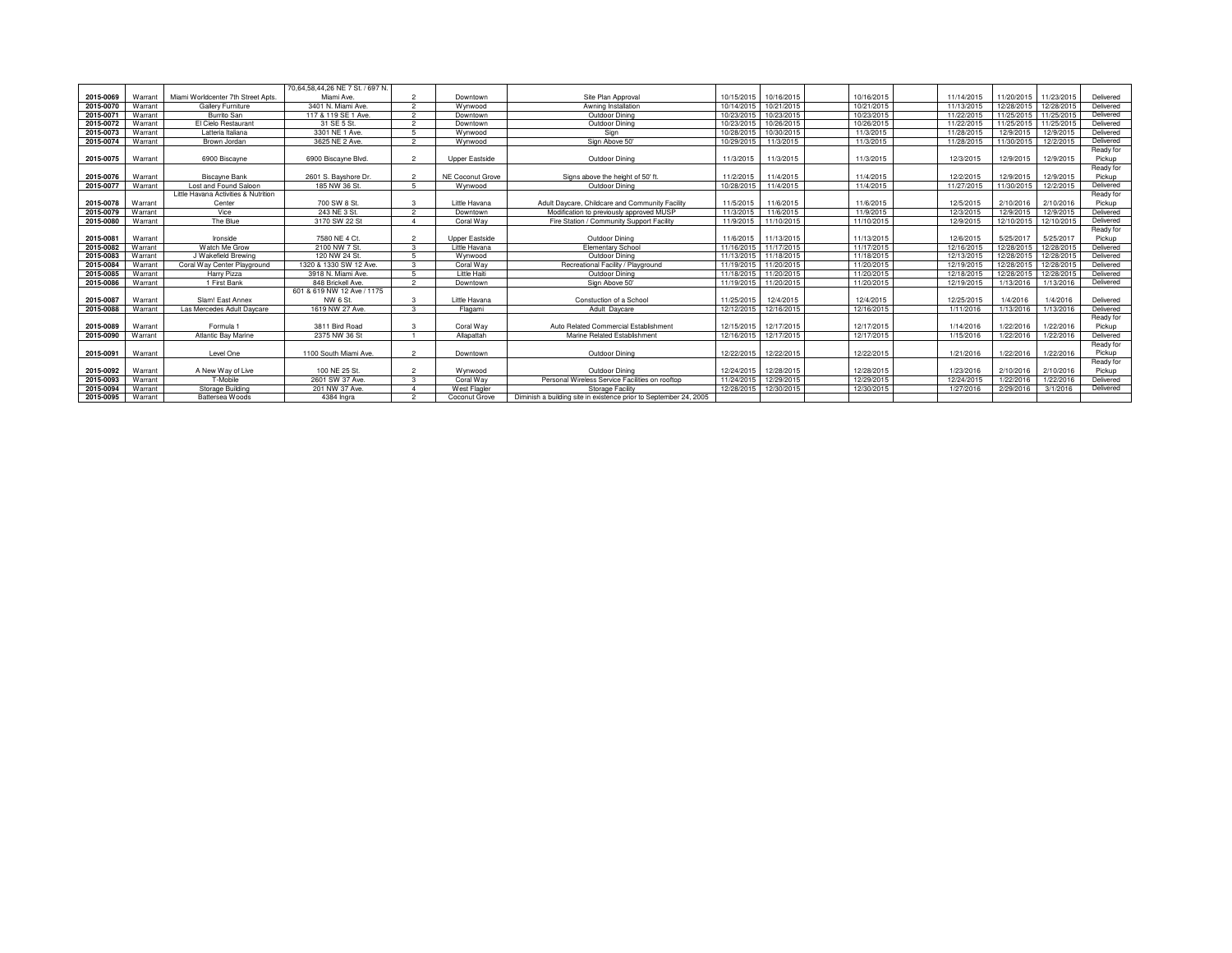| | | | | | | | | | | | | | | | |
|---|---|---|---|---|---|---|---|---|---|---|---|---|---|---|---|
| 2015-0069 | Warrant | Miami Worldcenter 7th Street Apts. | 70,64,58,44,26 NE 7 St. / 697 N. Miami Ave. | 2 | Downtown | Site Plan Approval | 10/15/2015 | 10/16/2015 | | 10/16/2015 | | 11/14/2015 | 11/20/2015 | 11/23/2015 | Delivered |
| 2015-0070 | Warrant | Gallery Furniture | 3401 N. Miami Ave. | 2 | Wynwood | Awning Installation | 10/14/2015 | 10/21/2015 | | 10/21/2015 | | 11/13/2015 | 12/28/2015 | 12/28/2015 | Delivered |
| 2015-0071 | Warrant | Burrito San | 117 & 119 SE 1 Ave. | 2 | Downtown | Outdoor Dining | 10/23/2015 | 10/23/2015 | | 10/23/2015 | | 11/22/2015 | 11/25/2015 | 11/25/2015 | Delivered |
| 2015-0072 | Warrant | El Cielo Restaurant | 31 SE 5 St. | 2 | Downtown | Outdoor Dining | 10/23/2015 | 10/26/2015 | | 10/26/2015 | | 11/22/2015 | 11/25/2015 | 11/25/2015 | Delivered |
| 2015-0073 | Warrant | Latteria Italiana | 3301 NE 1 Ave. | 5 | Wynwood | Sign | 10/28/2015 | 10/30/2015 | | 11/3/2015 | | 11/28/2015 | 12/9/2015 | 12/9/2015 | Delivered |
| 2015-0074 | Warrant | Brown Jordan | 3625 NE 2 Ave. | 2 | Wynwood | Sign Above 50' | 10/29/2015 | 11/3/2015 | | 11/3/2015 | | 11/28/2015 | 11/30/2015 | 12/2/2015 | Delivered |
| 2015-0075 | Warrant | 6900 Biscayne | 6900 Biscayne Blvd. | 2 | Upper Eastside | Outdoor Dining | 11/3/2015 | 11/3/2015 | | 11/3/2015 | | 12/3/2015 | 12/9/2015 | 12/9/2015 | Ready for Pickup |
| 2015-0076 | Warrant | Biscayne Bank | 2601 S. Bayshore Dr. | 2 | NE Coconut Grove | Signs above the height of 50' ft. | 11/2/2015 | 11/4/2015 | | 11/4/2015 | | 12/2/2015 | 12/9/2015 | 12/9/2015 | Ready for Pickup |
| 2015-0077 | Warrant | Lost and Found Saloon | 185 NW 36 St. | 5 | Wynwood | Outdoor Dining | 10/28/2015 | 11/4/2015 | | 11/4/2015 | | 11/27/2015 | 11/30/2015 | 12/2/2015 | Delivered |
| 2015-0078 | Warrant | Little Havana Activities & Nutrition Center | 700 SW 8 St. | 3 | Little Havana | Adult Daycare, Childcare and Community Facility | 11/5/2015 | 11/6/2015 | | 11/6/2015 | | 12/5/2015 | 2/10/2016 | 2/10/2016 | Ready for Pickup |
| 2015-0079 | Warrant | Vice | 243 NE 3 St. | 2 | Downtown | Modification to previously approved MUSP | 11/3/2015 | 11/6/2015 | | 11/9/2015 | | 12/3/2015 | 12/9/2015 | 12/9/2015 | Delivered |
| 2015-0080 | Warrant | The Blue | 3170 SW 22 St | 4 | Coral Way | Fire Station / Community Support Facility | 11/9/2015 | 11/10/2015 | | 11/10/2015 | | 12/9/2015 | 12/10/2015 | 12/10/2015 | Delivered |
| 2015-0081 | Warrant | Ironside | 7580 NE 4 Ct. | 2 | Upper Eastside | Outdoor Dining | 11/6/2015 | 11/13/2015 | | 11/13/2015 | | 12/6/2015 | 5/25/2017 | 5/25/2017 | Ready for Pickup |
| 2015-0082 | Warrant | Watch Me Grow | 2100 NW 7 St. | 3 | Little Havana | Elementary School | 11/16/2015 | 11/17/2015 | | 11/17/2015 | | 12/16/2015 | 12/28/2015 | 12/28/2015 | Delivered |
| 2015-0083 | Warrant | J Wakefield Brewing | 120 NW 24 St. | 5 | Wynwood | Outdoor Dining | 11/13/2015 | 11/18/2015 | | 11/18/2015 | | 12/13/2015 | 12/28/2015 | 12/28/2015 | Delivered |
| 2015-0084 | Warrant | Coral Way Center Playground | 1320 & 1330 SW 12 Ave. | 3 | Coral Way | Recreational Facility / Playground | 11/19/2015 | 11/20/2015 | | 11/20/2015 | | 12/19/2015 | 12/28/2015 | 12/28/2015 | Delivered |
| 2015-0085 | Warrant | Harry Pizza | 3918 N. Miami Ave. | 5 | Little Haiti | Outdoor Dining | 11/18/2015 | 11/20/2015 | | 11/20/2015 | | 12/18/2015 | 12/28/2015 | 12/28/2015 | Delivered |
| 2015-0086 | Warrant | 1 First Bank | 848 Brickell Ave. | 2 | Downtown | Sign Above 50' | 11/19/2015 | 11/20/2015 | | 11/20/2015 | | 12/19/2015 | 1/13/2016 | 1/13/2016 | Delivered |
| 2015-0087 | Warrant | Slam! East Annex | 601 & 619 NW 12 Ave / 1175 NW 6 St. | 3 | Little Havana | Constuction of a School | 11/25/2015 | 12/4/2015 | | 12/4/2015 | | 12/25/2015 | 1/4/2016 | 1/4/2016 | Delivered |
| 2015-0088 | Warrant | Las Mercedes Adult Daycare | 1619 NW 27 Ave. | 3 | Flagami | Adult Daycare | 12/12/2015 | 12/16/2015 | | 12/16/2015 | | 1/11/2016 | 1/13/2016 | 1/13/2016 | Delivered |
| 2015-0089 | Warrant | Formula 1 | 3811 Bird Road | 3 | Coral Way | Auto Related Commercial Establishment | 12/15/2015 | 12/17/2015 | | 12/17/2015 | | 1/14/2016 | 1/22/2016 | 1/22/2016 | Ready for Pickup |
| 2015-0090 | Warrant | Atlantic Bay Marine | 2375 NW 36 St | 1 | Allapattah | Marine Related Establishment | 12/16/2015 | 12/17/2015 | | 12/17/2015 | | 1/15/2016 | 1/22/2016 | 1/22/2016 | Delivered |
| 2015-0091 | Warrant | Level One | 1100 South Miami Ave. | 2 | Downtown | Outdoor Dining | 12/22/2015 | 12/22/2015 | | 12/22/2015 | | 1/21/2016 | 1/22/2016 | 1/22/2016 | Ready for Pickup |
| 2015-0092 | Warrant | A New Way of Live | 100 NE 25 St. | 2 | Wynwood | Outdoor Dining | 12/24/2015 | 12/28/2015 | | 12/28/2015 | | 1/23/2016 | 2/10/2016 | 2/10/2016 | Ready for Pickup |
| 2015-0093 | Warrant | T-Mobile | 2601 SW 37 Ave. | 3 | Coral Way | Personal Wireless Service Facilities on rooftop | 11/24/2015 | 12/29/2015 | | 12/29/2015 | | 12/24/2015 | 1/22/2016 | 1/22/2016 | Delivered |
| 2015-0094 | Warrant | Storage Building | 201 NW 37 Ave. | 4 | West Flagler | Storage Facility | 12/28/2015 | 12/30/2015 | | 12/30/2015 | | 1/27/2016 | 2/29/2016 | 3/1/2016 | Delivered |
| 2015-0095 | Warrant | Battersea Woods | 4384 Ingra | 2 | Coconut Grove | Diminish a building site in existence prior to September 24, 2005 | | | | | | | | | |